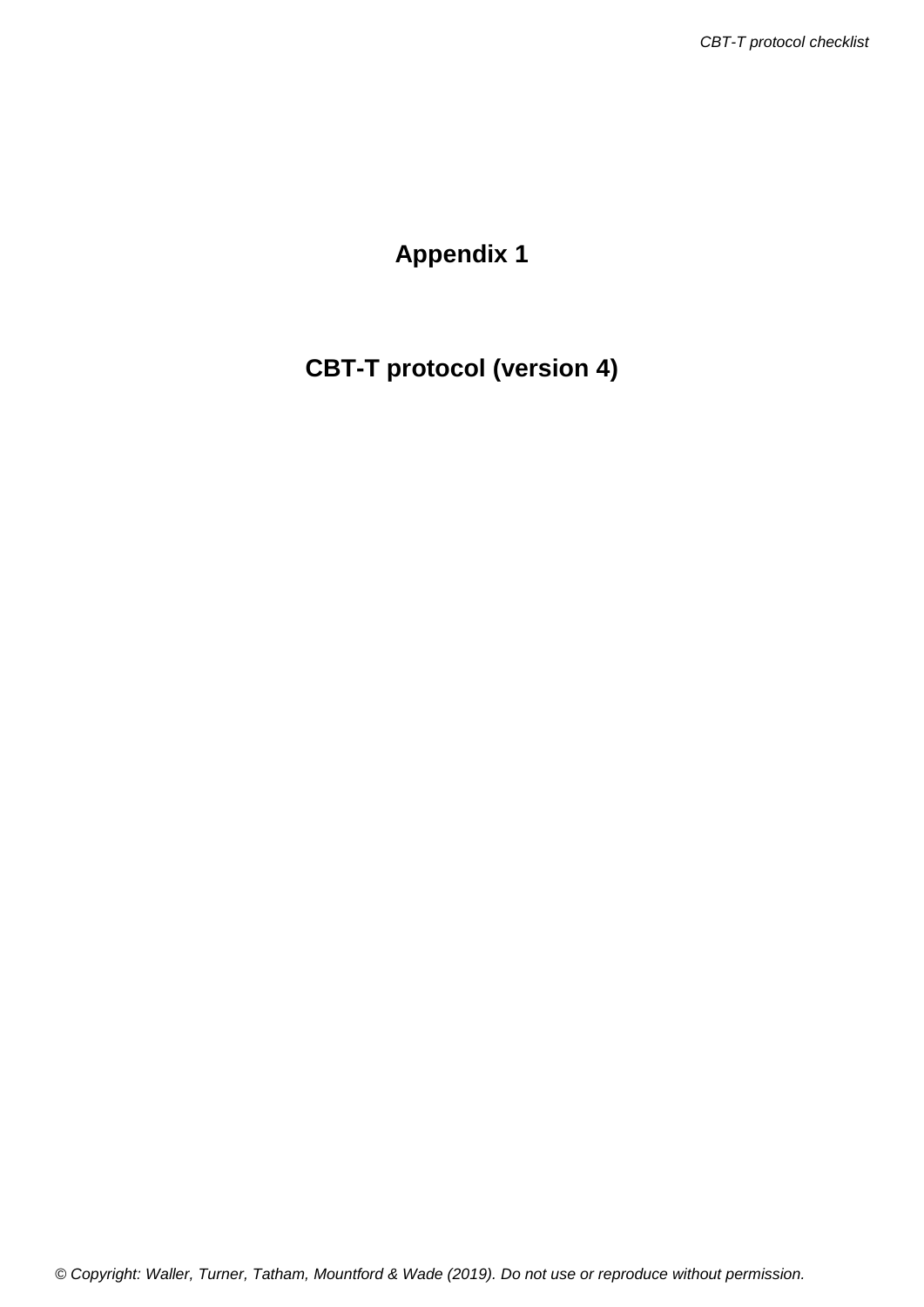# Appendix 1

# CBT-T protocol (version 4)

© Copyright: Waller, Turner, Tatham, Mountford & Wade (2019). Do not use or reproduce without permission.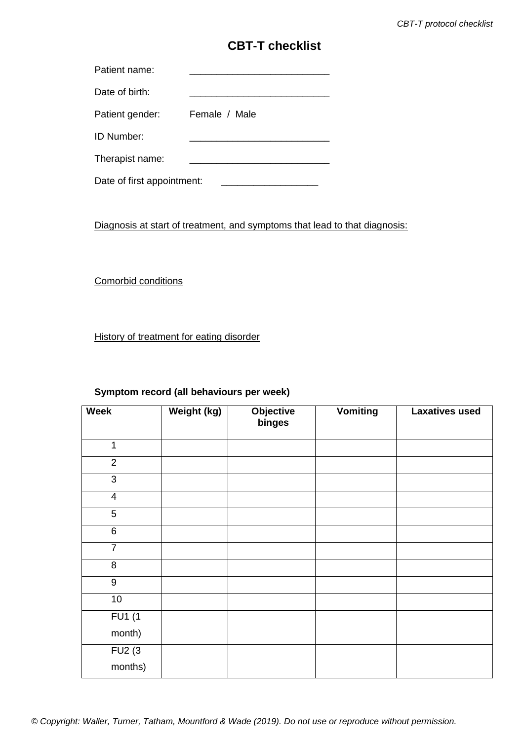# CBT-T checklist

Patient name: ___________________________

Date of birth: ___________________________

Patient gender: Female / Male

ID Number: ___________________________

Therapist name: ___________________________

Date of first appointment: ___________________

Diagnosis at start of treatment, and symptoms that lead to that diagnosis:

Comorbid conditions

History of treatment for eating disorder

**Symptom record (all behaviours per week)**

| Week | Weight (kg) | Objective binges | Vomiting | Laxatives used |
|---|---|---|---|---|
| 1 | | | | |
| 2 | | | | |
| 3 | | | | |
| 4 | | | | |
| 5 | | | | |
| 6 | | | | |
| 7 | | | | |
| 8 | | | | |
| 9 | | | | |
| 10 | | | | |
| FU1 (1 month) | | | | |
| FU2 (3 months) | | | | |

*© Copyright: Waller, Turner, Tatham, Mountford & Wade (2019). Do not use or reproduce without permission.*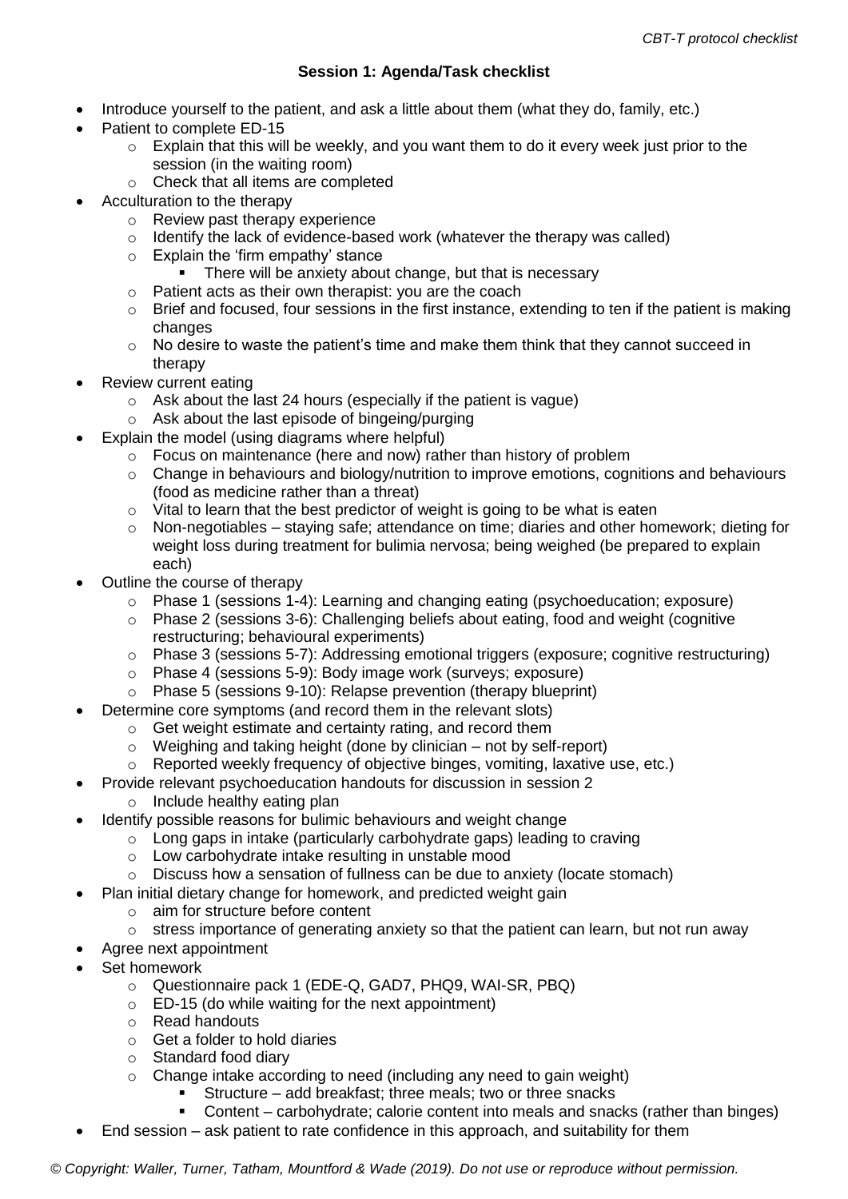**Session 1: Agenda/Task checklist**

- Introduce yourself to the patient, and ask a little about them (what they do, family, etc.)
- Patient to complete ED-15
  - Explain that this will be weekly, and you want them to do it every week just prior to the session (in the waiting room)
  - Check that all items are completed
- Acculturation to the therapy
  - Review past therapy experience
  - Identify the lack of evidence-based work (whatever the therapy was called)
  - Explain the 'firm empathy' stance
    - There will be anxiety about change, but that is necessary
  - Patient acts as their own therapist: you are the coach
  - Brief and focused, four sessions in the first instance, extending to ten if the patient is making changes
  - No desire to waste the patient's time and make them think that they cannot succeed in therapy
- Review current eating
  - Ask about the last 24 hours (especially if the patient is vague)
  - Ask about the last episode of bingeing/purging
- Explain the model (using diagrams where helpful)
  - Focus on maintenance (here and now) rather than history of problem
  - Change in behaviours and biology/nutrition to improve emotions, cognitions and behaviours (food as medicine rather than a threat)
  - Vital to learn that the best predictor of weight is going to be what is eaten
  - Non-negotiables – staying safe; attendance on time; diaries and other homework; dieting for weight loss during treatment for bulimia nervosa; being weighed (be prepared to explain each)
- Outline the course of therapy
  - Phase 1 (sessions 1-4): Learning and changing eating (psychoeducation; exposure)
  - Phase 2 (sessions 3-6): Challenging beliefs about eating, food and weight (cognitive restructuring; behavioural experiments)
  - Phase 3 (sessions 5-7): Addressing emotional triggers (exposure; cognitive restructuring)
  - Phase 4 (sessions 5-9): Body image work (surveys; exposure)
  - Phase 5 (sessions 9-10): Relapse prevention (therapy blueprint)
- Determine core symptoms (and record them in the relevant slots)
  - Get weight estimate and certainty rating, and record them
  - Weighing and taking height (done by clinician – not by self-report)
  - Reported weekly frequency of objective binges, vomiting, laxative use, etc.)
- Provide relevant psychoeducation handouts for discussion in session 2
  - Include healthy eating plan
- Identify possible reasons for bulimic behaviours and weight change
  - Long gaps in intake (particularly carbohydrate gaps) leading to craving
  - Low carbohydrate intake resulting in unstable mood
  - Discuss how a sensation of fullness can be due to anxiety (locate stomach)
- Plan initial dietary change for homework, and predicted weight gain
  - aim for structure before content
  - stress importance of generating anxiety so that the patient can learn, but not run away
- Agree next appointment
- Set homework
  - Questionnaire pack 1 (EDE-Q, GAD7, PHQ9, WAI-SR, PBQ)
  - ED-15 (do while waiting for the next appointment)
  - Read handouts
  - Get a folder to hold diaries
  - Standard food diary
  - Change intake according to need (including any need to gain weight)
    - Structure – add breakfast; three meals; two or three snacks
    - Content – carbohydrate; calorie content into meals and snacks (rather than binges)
- End session – ask patient to rate confidence in this approach, and suitability for them

*© Copyright: Waller, Turner, Tatham, Mountford & Wade (2019). Do not use or reproduce without permission.*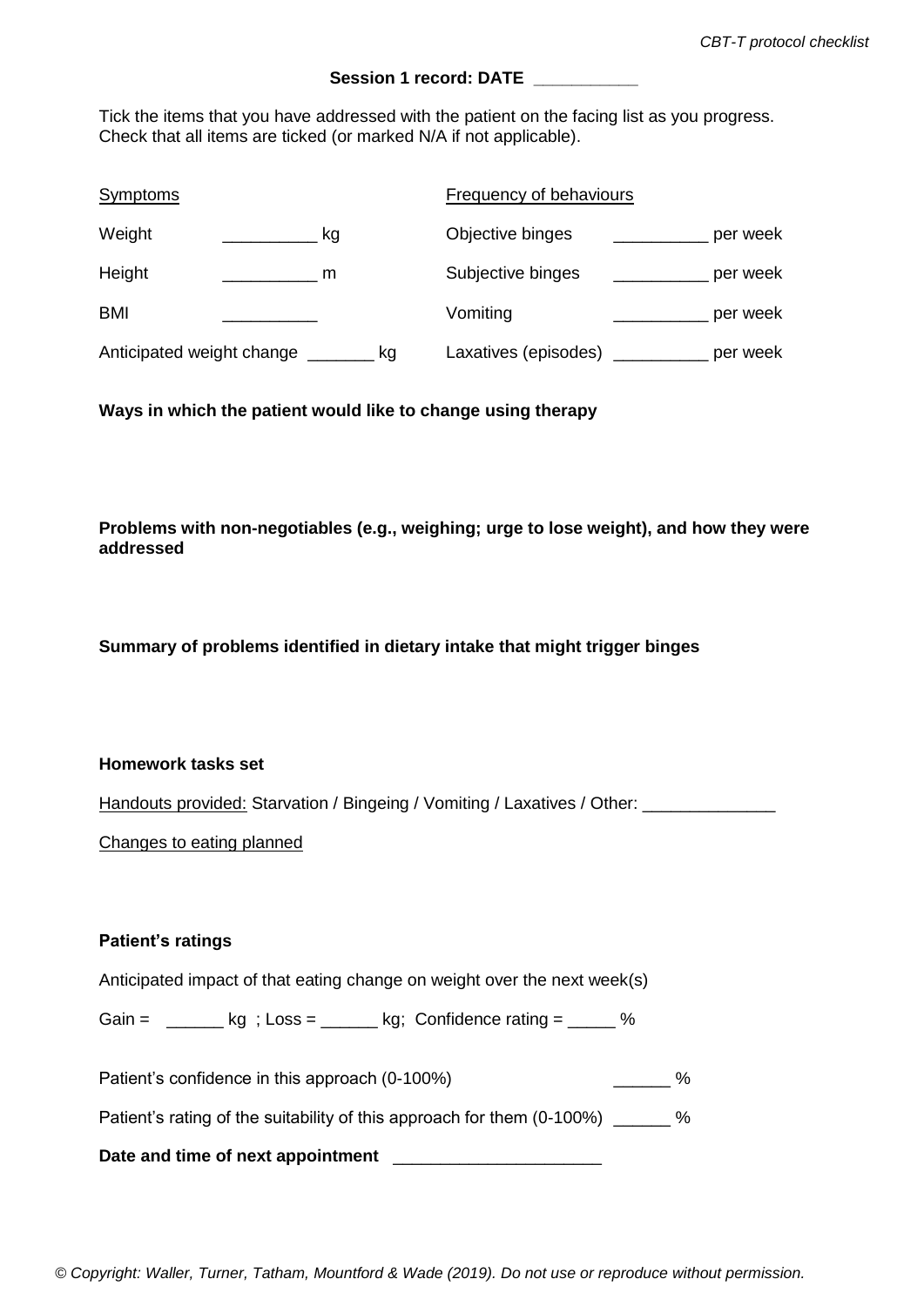**Session 1 record: DATE \_\_\_\_\_\_\_\_\_\_\_**

Tick the items that you have addressed with the patient on the facing list as you progress. Check that all items are ticked (or marked N/A if not applicable).

| Symptoms | | Frequency of behaviours | |
|---|---|---|---|
| Weight | \_\_\_\_\_\_\_\_\_\_ kg | Objective binges | \_\_\_\_\_\_\_\_\_\_ per week |
| Height | \_\_\_\_\_\_\_\_\_\_ m | Subjective binges | \_\_\_\_\_\_\_\_\_\_ per week |
| BMI | \_\_\_\_\_\_\_\_\_\_ | Vomiting | \_\_\_\_\_\_\_\_\_\_ per week |
| Anticipated weight change | \_\_\_\_\_\_\_ kg | Laxatives (episodes) | \_\_\_\_\_\_\_\_\_\_ per week |

**Ways in which the patient would like to change using therapy**

**Problems with non-negotiables (e.g., weighing; urge to lose weight), and how they were addressed**

**Summary of problems identified in dietary intake that might trigger binges**

**Homework tasks set**

Handouts provided: Starvation / Bingeing / Vomiting / Laxatives / Other: \_\_\_\_\_\_\_\_\_\_\_\_\_\_

Changes to eating planned

**Patient's ratings**

Anticipated impact of that eating change on weight over the next week(s)

Gain = \_\_\_\_\_\_ kg ; Loss = \_\_\_\_\_\_ kg; Confidence rating = \_\_\_\_\_ %

Patient's confidence in this approach (0-100%) \_\_\_\_\_\_ %

Patient's rating of the suitability of this approach for them (0-100%) \_\_\_\_\_\_ %

**Date and time of next appointment** \_\_\_\_\_\_\_\_\_\_\_\_\_\_\_\_\_\_\_\_\_\_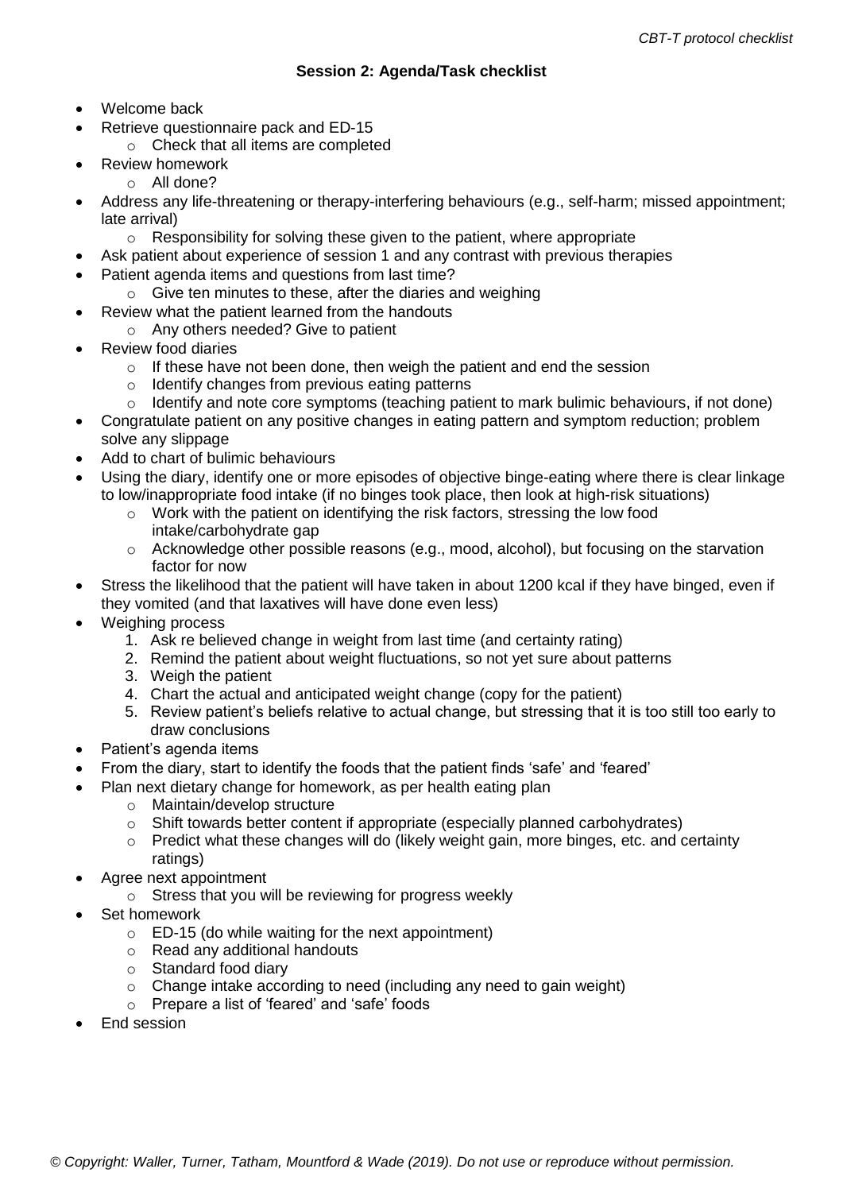### Session 2: Agenda/Task checklist

- Welcome back
- Retrieve questionnaire pack and ED-15
  - Check that all items are completed
- Review homework
  - All done?
- Address any life-threatening or therapy-interfering behaviours (e.g., self-harm; missed appointment; late arrival)
  - Responsibility for solving these given to the patient, where appropriate
- Ask patient about experience of session 1 and any contrast with previous therapies
- Patient agenda items and questions from last time?
  - Give ten minutes to these, after the diaries and weighing
- Review what the patient learned from the handouts
  - Any others needed? Give to patient
- Review food diaries
  - If these have not been done, then weigh the patient and end the session
  - Identify changes from previous eating patterns
  - Identify and note core symptoms (teaching patient to mark bulimic behaviours, if not done)
- Congratulate patient on any positive changes in eating pattern and symptom reduction; problem solve any slippage
- Add to chart of bulimic behaviours
- Using the diary, identify one or more episodes of objective binge-eating where there is clear linkage to low/inappropriate food intake (if no binges took place, then look at high-risk situations)
  - Work with the patient on identifying the risk factors, stressing the low food intake/carbohydrate gap
  - Acknowledge other possible reasons (e.g., mood, alcohol), but focusing on the starvation factor for now
- Stress the likelihood that the patient will have taken in about 1200 kcal if they have binged, even if they vomited (and that laxatives will have done even less)
- Weighing process
  1. Ask re believed change in weight from last time (and certainty rating)
  2. Remind the patient about weight fluctuations, so not yet sure about patterns
  3. Weigh the patient
  4. Chart the actual and anticipated weight change (copy for the patient)
  5. Review patient's beliefs relative to actual change, but stressing that it is too still too early to draw conclusions
- Patient's agenda items
- From the diary, start to identify the foods that the patient finds 'safe' and 'feared'
- Plan next dietary change for homework, as per health eating plan
  - Maintain/develop structure
  - Shift towards better content if appropriate (especially planned carbohydrates)
  - Predict what these changes will do (likely weight gain, more binges, etc. and certainty ratings)
- Agree next appointment
  - Stress that you will be reviewing for progress weekly
- Set homework
  - ED-15 (do while waiting for the next appointment)
  - Read any additional handouts
  - Standard food diary
  - Change intake according to need (including any need to gain weight)
  - Prepare a list of 'feared' and 'safe' foods
- End session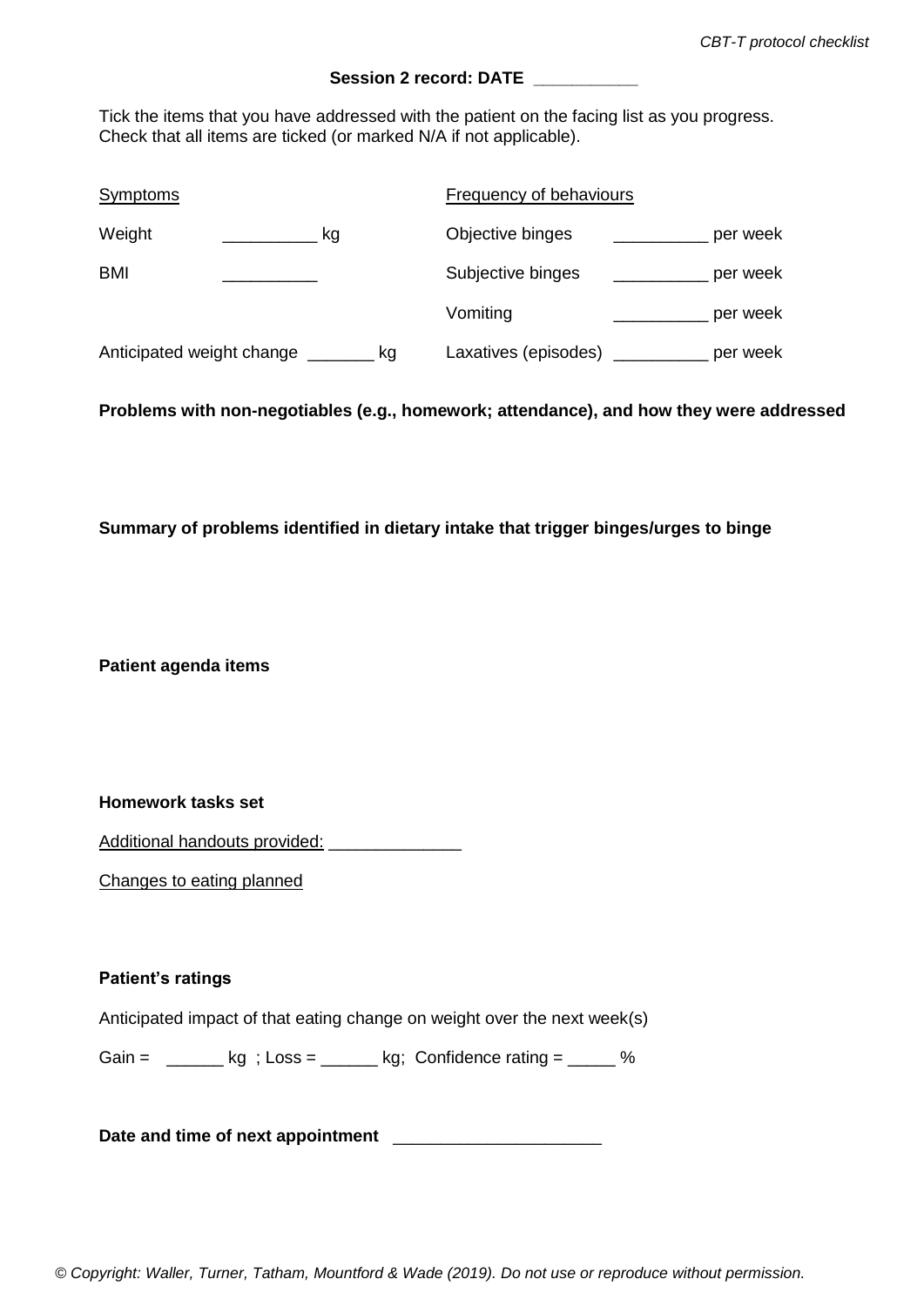**Session 2 record: DATE \_\_\_\_\_\_\_\_\_\_\_**

Tick the items that you have addressed with the patient on the facing list as you progress. Check that all items are ticked (or marked N/A if not applicable).

| Symptoms | | Frequency of behaviours | |
|---|---|---|---|
| Weight | \_\_\_\_\_\_\_\_\_\_ kg | Objective binges | \_\_\_\_\_\_\_\_\_\_ per week |
| BMI | \_\_\_\_\_\_\_\_\_\_ | Subjective binges | \_\_\_\_\_\_\_\_\_\_ per week |
| | | Vomiting | \_\_\_\_\_\_\_\_\_\_ per week |
| Anticipated weight change | \_\_\_\_\_\_\_ kg | Laxatives (episodes) | \_\_\_\_\_\_\_\_\_\_ per week |

**Problems with non-negotiables (e.g., homework; attendance), and how they were addressed**

**Summary of problems identified in dietary intake that trigger binges/urges to binge**

**Patient agenda items**

**Homework tasks set**

Additional handouts provided: \_\_\_\_\_\_\_\_\_\_\_\_\_\_

Changes to eating planned

**Patient's ratings**

Anticipated impact of that eating change on weight over the next week(s)

Gain = \_\_\_\_\_\_ kg ; Loss = \_\_\_\_\_\_ kg; Confidence rating = \_\_\_\_\_ %

**Date and time of next appointment** \_\_\_\_\_\_\_\_\_\_\_\_\_\_\_\_\_\_\_\_\_\_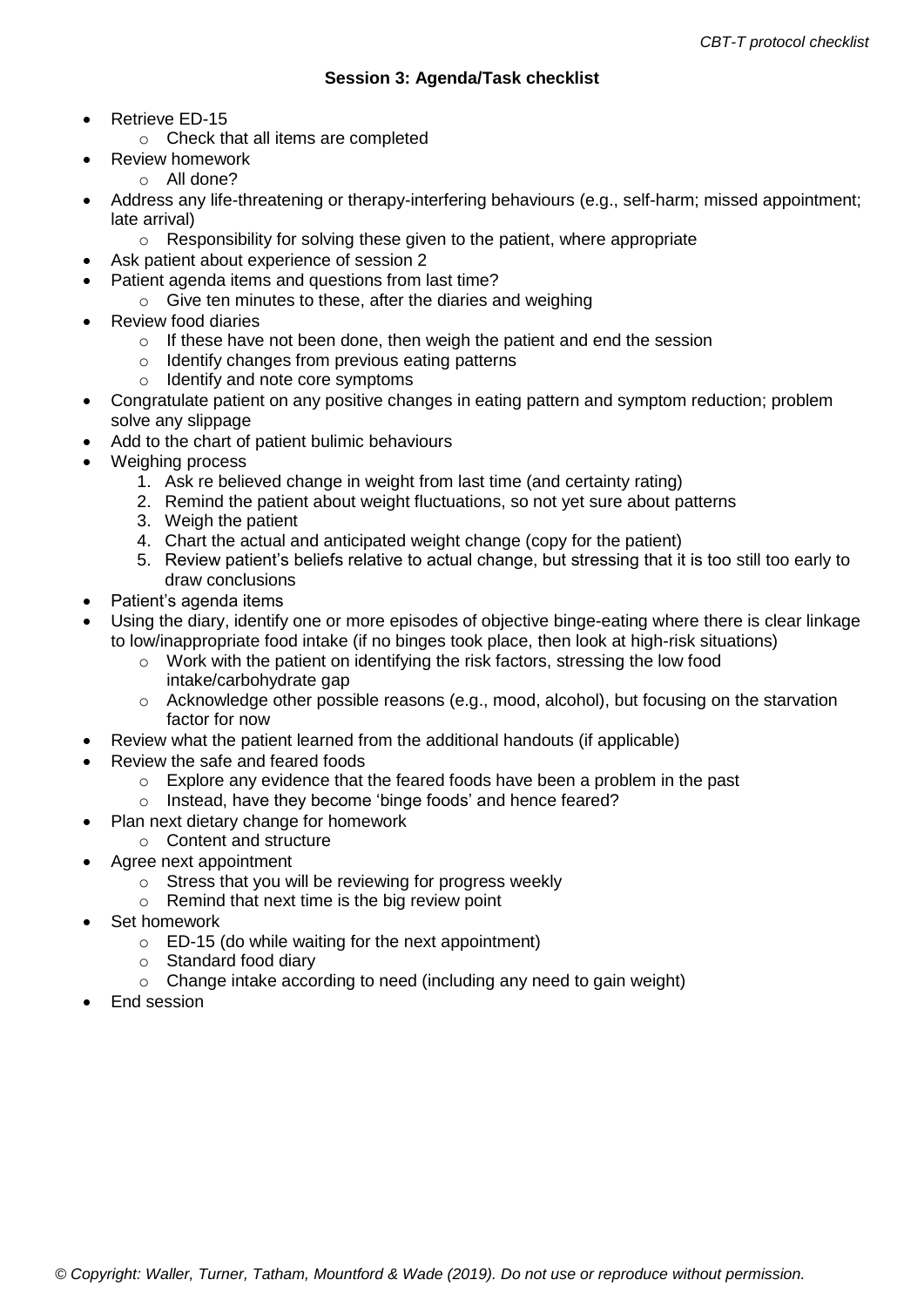**Session 3: Agenda/Task checklist**

- Retrieve ED-15
  - Check that all items are completed
- Review homework
  - All done?
- Address any life-threatening or therapy-interfering behaviours (e.g., self-harm; missed appointment; late arrival)
  - Responsibility for solving these given to the patient, where appropriate
- Ask patient about experience of session 2
- Patient agenda items and questions from last time?
  - Give ten minutes to these, after the diaries and weighing
- Review food diaries
  - If these have not been done, then weigh the patient and end the session
  - Identify changes from previous eating patterns
  - Identify and note core symptoms
- Congratulate patient on any positive changes in eating pattern and symptom reduction; problem solve any slippage
- Add to the chart of patient bulimic behaviours
- Weighing process
  1. Ask re believed change in weight from last time (and certainty rating)
  2. Remind the patient about weight fluctuations, so not yet sure about patterns
  3. Weigh the patient
  4. Chart the actual and anticipated weight change (copy for the patient)
  5. Review patient's beliefs relative to actual change, but stressing that it is too still too early to draw conclusions
- Patient's agenda items
- Using the diary, identify one or more episodes of objective binge-eating where there is clear linkage to low/inappropriate food intake (if no binges took place, then look at high-risk situations)
  - Work with the patient on identifying the risk factors, stressing the low food intake/carbohydrate gap
  - Acknowledge other possible reasons (e.g., mood, alcohol), but focusing on the starvation factor for now
- Review what the patient learned from the additional handouts (if applicable)
- Review the safe and feared foods
  - Explore any evidence that the feared foods have been a problem in the past
  - Instead, have they become 'binge foods' and hence feared?
- Plan next dietary change for homework
  - Content and structure
- Agree next appointment
  - Stress that you will be reviewing for progress weekly
  - Remind that next time is the big review point
- Set homework
  - ED-15 (do while waiting for the next appointment)
  - Standard food diary
  - Change intake according to need (including any need to gain weight)
- End session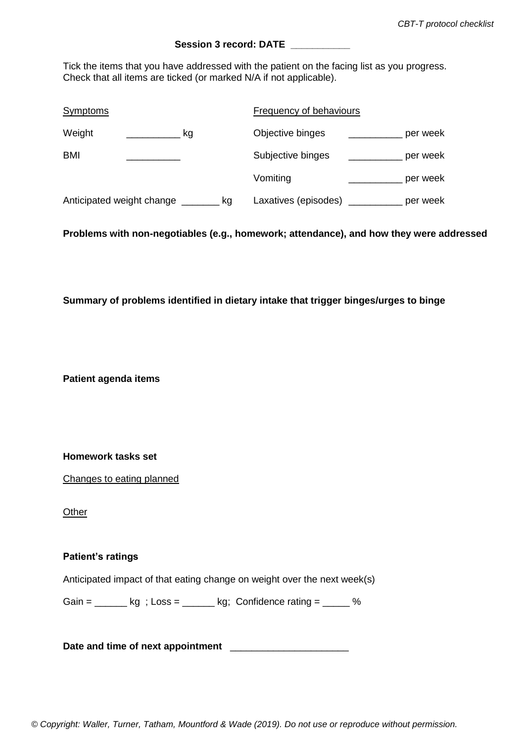**Session 3 record: DATE \_\_\_\_\_\_\_\_\_\_\_**

Tick the items that you have addressed with the patient on the facing list as you progress. Check that all items are ticked (or marked N/A if not applicable).

| Symptoms | | Frequency of behaviours | |
|---|---|---|---|
| Weight | \_\_\_\_\_\_\_\_\_\_ kg | Objective binges | \_\_\_\_\_\_\_\_\_\_ per week |
| BMI | \_\_\_\_\_\_\_\_\_\_ | Subjective binges | \_\_\_\_\_\_\_\_\_\_ per week |
| | | Vomiting | \_\_\_\_\_\_\_\_\_\_ per week |
| Anticipated weight change | \_\_\_\_\_\_\_ kg | Laxatives (episodes) | \_\_\_\_\_\_\_\_\_\_ per week |

**Problems with non-negotiables (e.g., homework; attendance), and how they were addressed**

**Summary of problems identified in dietary intake that trigger binges/urges to binge**

**Patient agenda items**

**Homework tasks set**

Changes to eating planned

Other

**Patient's ratings**

Anticipated impact of that eating change on weight over the next week(s)

Gain = \_\_\_\_\_\_ kg ; Loss = \_\_\_\_\_\_ kg; Confidence rating = \_\_\_\_\_ %

**Date and time of next appointment** \_\_\_\_\_\_\_\_\_\_\_\_\_\_\_\_\_\_\_\_\_\_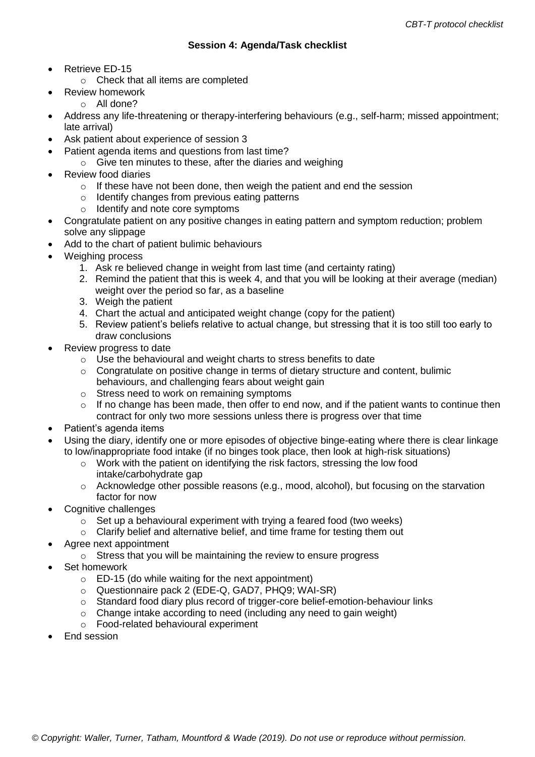### Session 4: Agenda/Task checklist

- Retrieve ED-15
  - Check that all items are completed
- Review homework
  - All done?
- Address any life-threatening or therapy-interfering behaviours (e.g., self-harm; missed appointment; late arrival)
- Ask patient about experience of session 3
- Patient agenda items and questions from last time?
  - Give ten minutes to these, after the diaries and weighing
- Review food diaries
  - If these have not been done, then weigh the patient and end the session
  - Identify changes from previous eating patterns
  - Identify and note core symptoms
- Congratulate patient on any positive changes in eating pattern and symptom reduction; problem solve any slippage
- Add to the chart of patient bulimic behaviours
- Weighing process
  1. Ask re believed change in weight from last time (and certainty rating)
  2. Remind the patient that this is week 4, and that you will be looking at their average (median) weight over the period so far, as a baseline
  3. Weigh the patient
  4. Chart the actual and anticipated weight change (copy for the patient)
  5. Review patient's beliefs relative to actual change, but stressing that it is too still too early to draw conclusions
- Review progress to date
  - Use the behavioural and weight charts to stress benefits to date
  - Congratulate on positive change in terms of dietary structure and content, bulimic behaviours, and challenging fears about weight gain
  - Stress need to work on remaining symptoms
  - If no change has been made, then offer to end now, and if the patient wants to continue then contract for only two more sessions unless there is progress over that time
- Patient's agenda items
- Using the diary, identify one or more episodes of objective binge-eating where there is clear linkage to low/inappropriate food intake (if no binges took place, then look at high-risk situations)
  - Work with the patient on identifying the risk factors, stressing the low food intake/carbohydrate gap
  - Acknowledge other possible reasons (e.g., mood, alcohol), but focusing on the starvation factor for now
- Cognitive challenges
  - Set up a behavioural experiment with trying a feared food (two weeks)
  - Clarify belief and alternative belief, and time frame for testing them out
- Agree next appointment
  - Stress that you will be maintaining the review to ensure progress
- Set homework
  - ED-15 (do while waiting for the next appointment)
  - Questionnaire pack 2 (EDE-Q, GAD7, PHQ9; WAI-SR)
  - Standard food diary plus record of trigger-core belief-emotion-behaviour links
  - Change intake according to need (including any need to gain weight)
  - Food-related behavioural experiment
- End session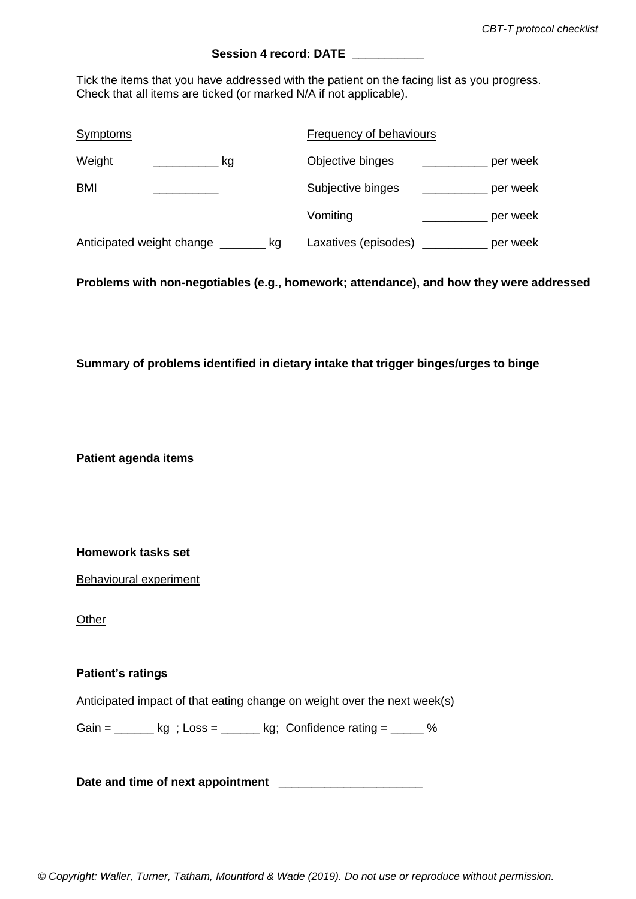**Session 4 record: DATE \_\_\_\_\_\_\_\_\_\_\_**

Tick the items that you have addressed with the patient on the facing list as you progress. Check that all items are ticked (or marked N/A if not applicable).

| Symptoms | | Frequency of behaviours | |
|---|---|---|---|
| Weight | \_\_\_\_\_\_\_\_\_\_ kg | Objective binges | \_\_\_\_\_\_\_\_\_\_ per week |
| BMI | \_\_\_\_\_\_\_\_\_\_ | Subjective binges | \_\_\_\_\_\_\_\_\_\_ per week |
| | | Vomiting | \_\_\_\_\_\_\_\_\_\_ per week |
| Anticipated weight change | \_\_\_\_\_\_\_ kg | Laxatives (episodes) | \_\_\_\_\_\_\_\_\_\_ per week |

**Problems with non-negotiables (e.g., homework; attendance), and how they were addressed**

**Summary of problems identified in dietary intake that trigger binges/urges to binge**

**Patient agenda items**

**Homework tasks set**

Behavioural experiment

Other

**Patient's ratings**

Anticipated impact of that eating change on weight over the next week(s)

Gain = \_\_\_\_\_\_ kg ; Loss = \_\_\_\_\_\_ kg; Confidence rating = \_\_\_\_\_ %

**Date and time of next appointment** \_\_\_\_\_\_\_\_\_\_\_\_\_\_\_\_\_\_\_\_\_\_

*© Copyright: Waller, Turner, Tatham, Mountford & Wade (2019). Do not use or reproduce without permission.*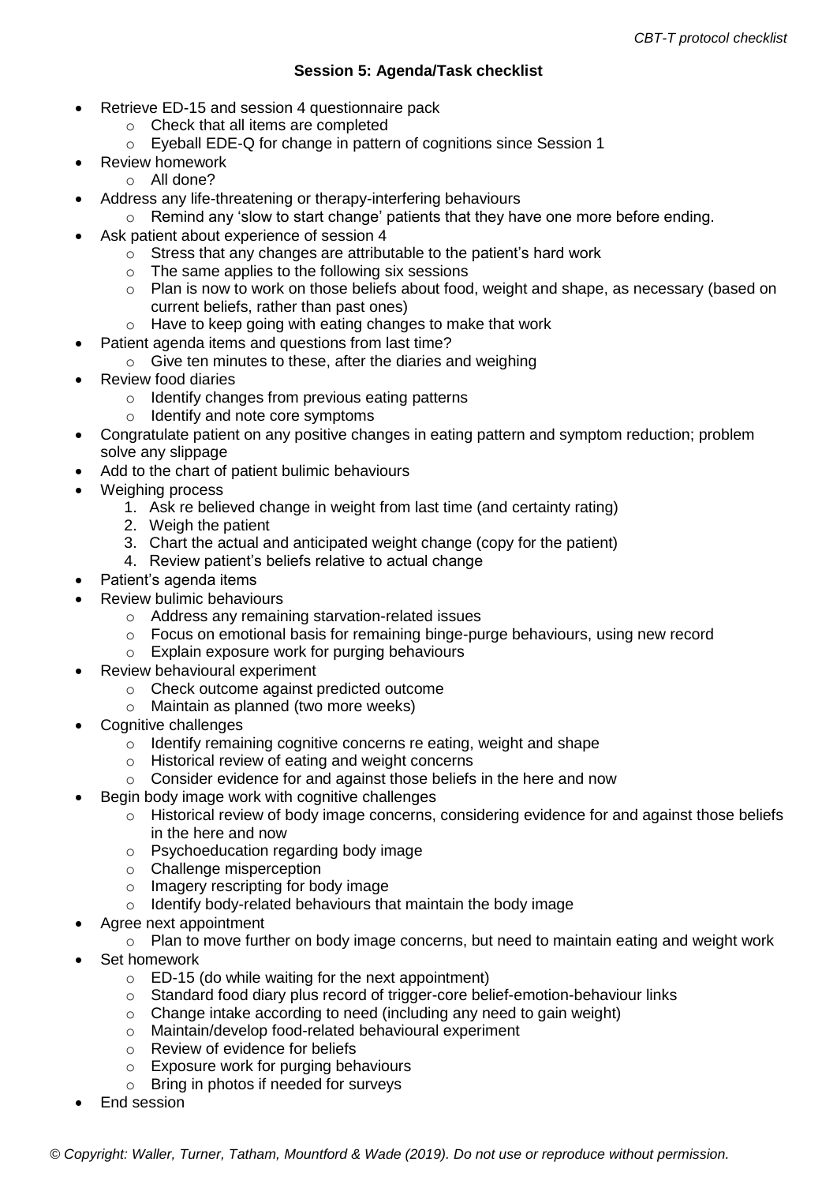**Session 5: Agenda/Task checklist**

- Retrieve ED-15 and session 4 questionnaire pack
  - Check that all items are completed
  - Eyeball EDE-Q for change in pattern of cognitions since Session 1
- Review homework
  - All done?
- Address any life-threatening or therapy-interfering behaviours
  - Remind any 'slow to start change' patients that they have one more before ending.
- Ask patient about experience of session 4
  - Stress that any changes are attributable to the patient's hard work
  - The same applies to the following six sessions
  - Plan is now to work on those beliefs about food, weight and shape, as necessary (based on current beliefs, rather than past ones)
  - Have to keep going with eating changes to make that work
- Patient agenda items and questions from last time?
  - Give ten minutes to these, after the diaries and weighing
- Review food diaries
  - Identify changes from previous eating patterns
  - Identify and note core symptoms
- Congratulate patient on any positive changes in eating pattern and symptom reduction; problem solve any slippage
- Add to the chart of patient bulimic behaviours
- Weighing process
  1. Ask re believed change in weight from last time (and certainty rating)
  2. Weigh the patient
  3. Chart the actual and anticipated weight change (copy for the patient)
  4. Review patient's beliefs relative to actual change
- Patient's agenda items
- Review bulimic behaviours
  - Address any remaining starvation-related issues
  - Focus on emotional basis for remaining binge-purge behaviours, using new record
  - Explain exposure work for purging behaviours
- Review behavioural experiment
  - Check outcome against predicted outcome
  - Maintain as planned (two more weeks)
- Cognitive challenges
  - Identify remaining cognitive concerns re eating, weight and shape
  - Historical review of eating and weight concerns
  - Consider evidence for and against those beliefs in the here and now
- Begin body image work with cognitive challenges
  - Historical review of body image concerns, considering evidence for and against those beliefs in the here and now
  - Psychoeducation regarding body image
  - Challenge misperception
  - Imagery rescripting for body image
  - Identify body-related behaviours that maintain the body image
- Agree next appointment
  - Plan to move further on body image concerns, but need to maintain eating and weight work
- Set homework
  - ED-15 (do while waiting for the next appointment)
  - Standard food diary plus record of trigger-core belief-emotion-behaviour links
  - Change intake according to need (including any need to gain weight)
  - Maintain/develop food-related behavioural experiment
  - Review of evidence for beliefs
  - Exposure work for purging behaviours
  - Bring in photos if needed for surveys
- End session

*© Copyright: Waller, Turner, Tatham, Mountford & Wade (2019). Do not use or reproduce without permission.*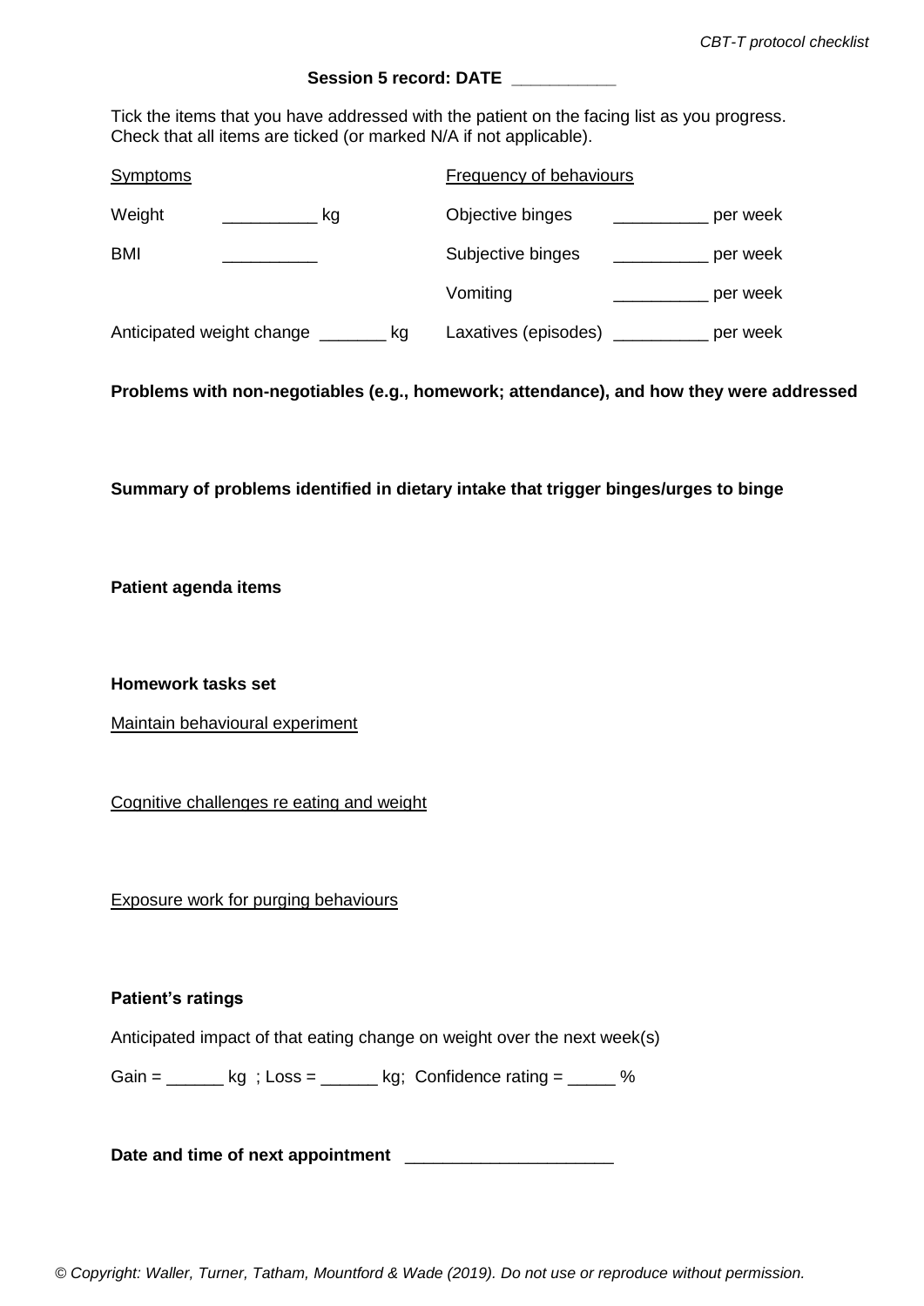**Session 5 record: DATE \_\_\_\_\_\_\_\_\_\_\_**

Tick the items that you have addressed with the patient on the facing list as you progress. Check that all items are ticked (or marked N/A if not applicable).

| Symptoms | | Frequency of behaviours | |
|---|---|---|---|
| Weight | \_\_\_\_\_\_\_\_\_\_ kg | Objective binges | \_\_\_\_\_\_\_\_\_\_ per week |
| BMI | \_\_\_\_\_\_\_\_\_\_ | Subjective binges | \_\_\_\_\_\_\_\_\_\_ per week |
| | | Vomiting | \_\_\_\_\_\_\_\_\_\_ per week |
| Anticipated weight change | \_\_\_\_\_\_\_ kg | Laxatives (episodes) | \_\_\_\_\_\_\_\_\_\_ per week |

**Problems with non-negotiables (e.g., homework; attendance), and how they were addressed**

**Summary of problems identified in dietary intake that trigger binges/urges to binge**

**Patient agenda items**

**Homework tasks set**

Maintain behavioural experiment

Cognitive challenges re eating and weight

Exposure work for purging behaviours

**Patient's ratings**

Anticipated impact of that eating change on weight over the next week(s)

Gain = \_\_\_\_\_\_ kg ; Loss = \_\_\_\_\_\_ kg; Confidence rating = \_\_\_\_\_ %

**Date and time of next appointment** \_\_\_\_\_\_\_\_\_\_\_\_\_\_\_\_\_\_\_\_\_\_

*© Copyright: Waller, Turner, Tatham, Mountford & Wade (2019). Do not use or reproduce without permission.*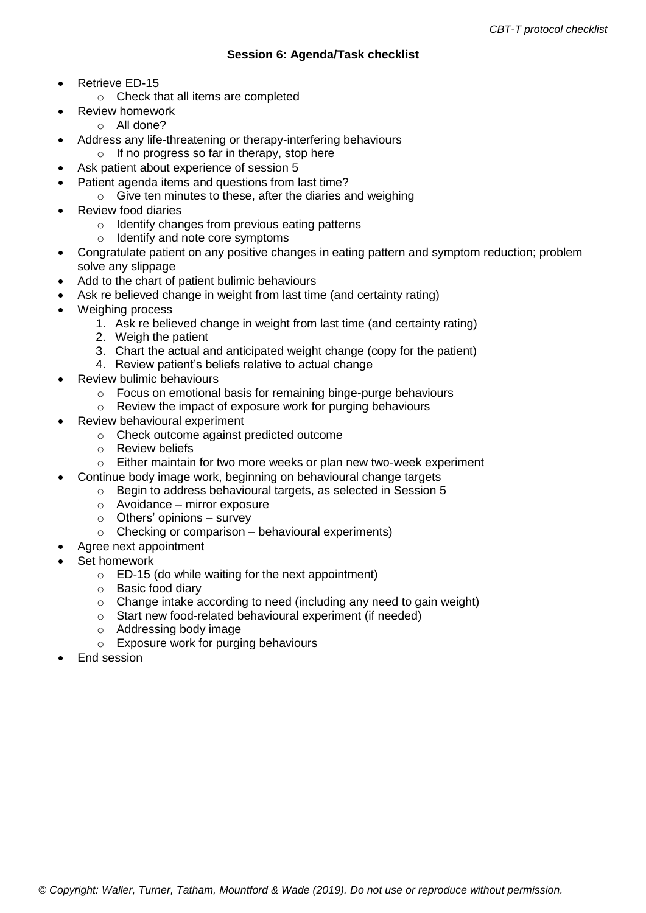**Session 6: Agenda/Task checklist**

- Retrieve ED-15
  - Check that all items are completed
- Review homework
  - All done?
- Address any life-threatening or therapy-interfering behaviours
  - If no progress so far in therapy, stop here
- Ask patient about experience of session 5
- Patient agenda items and questions from last time?
  - Give ten minutes to these, after the diaries and weighing
- Review food diaries
  - Identify changes from previous eating patterns
  - Identify and note core symptoms
- Congratulate patient on any positive changes in eating pattern and symptom reduction; problem solve any slippage
- Add to the chart of patient bulimic behaviours
- Ask re believed change in weight from last time (and certainty rating)
- Weighing process
  1. Ask re believed change in weight from last time (and certainty rating)
  2. Weigh the patient
  3. Chart the actual and anticipated weight change (copy for the patient)
  4. Review patient's beliefs relative to actual change
- Review bulimic behaviours
  - Focus on emotional basis for remaining binge-purge behaviours
  - Review the impact of exposure work for purging behaviours
- Review behavioural experiment
  - Check outcome against predicted outcome
  - Review beliefs
  - Either maintain for two more weeks or plan new two-week experiment
- Continue body image work, beginning on behavioural change targets
  - Begin to address behavioural targets, as selected in Session 5
  - Avoidance – mirror exposure
  - Others' opinions – survey
  - Checking or comparison – behavioural experiments)
- Agree next appointment
- Set homework
  - ED-15 (do while waiting for the next appointment)
  - Basic food diary
  - Change intake according to need (including any need to gain weight)
  - Start new food-related behavioural experiment (if needed)
  - Addressing body image
  - Exposure work for purging behaviours
- End session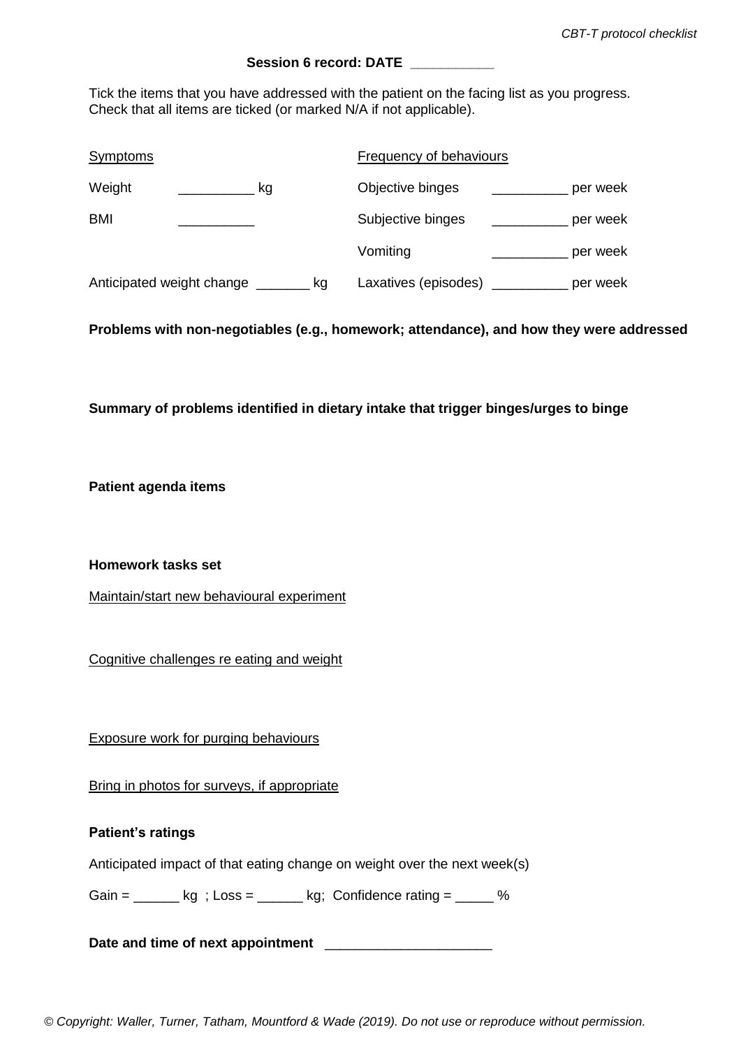**Session 6 record: DATE ___________**

Tick the items that you have addressed with the patient on the facing list as you progress. Check that all items are ticked (or marked N/A if not applicable).

| Symptoms | | Frequency of behaviours | |
|---|---|---|---|
| Weight | __________ kg | Objective binges | __________ per week |
| BMI | __________ | Subjective binges | __________ per week |
| | | Vomiting | __________ per week |
| Anticipated weight change _______ kg | | Laxatives (episodes) | __________ per week |

**Problems with non-negotiables (e.g., homework; attendance), and how they were addressed**

**Summary of problems identified in dietary intake that trigger binges/urges to binge**

**Patient agenda items**

**Homework tasks set**

Maintain/start new behavioural experiment

Cognitive challenges re eating and weight

Exposure work for purging behaviours

Bring in photos for surveys, if appropriate

**Patient's ratings**

Anticipated impact of that eating change on weight over the next week(s)

Gain = ______ kg ; Loss = ______ kg; Confidence rating = _____ %

**Date and time of next appointment** _____________________

*© Copyright: Waller, Turner, Tatham, Mountford & Wade (2019). Do not use or reproduce without permission.*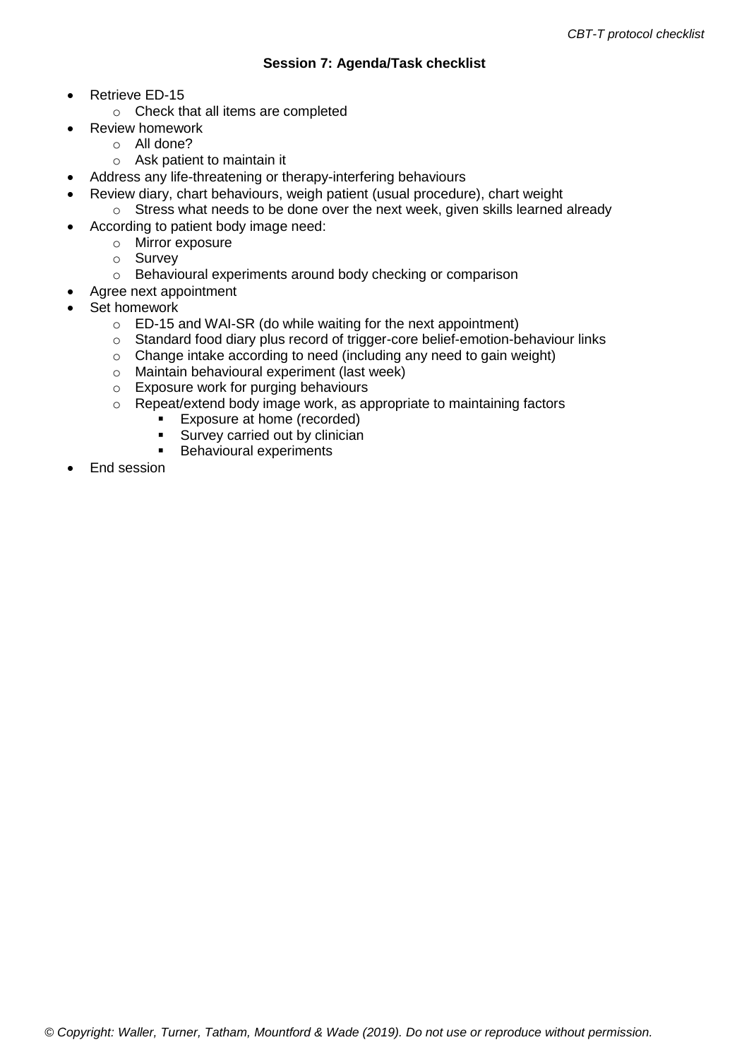### Session 7: Agenda/Task checklist

- Retrieve ED-15
  - Check that all items are completed
- Review homework
  - All done?
  - Ask patient to maintain it
- Address any life-threatening or therapy-interfering behaviours
- Review diary, chart behaviours, weigh patient (usual procedure), chart weight
  - Stress what needs to be done over the next week, given skills learned already
- According to patient body image need:
  - Mirror exposure
  - Survey
  - Behavioural experiments around body checking or comparison
- Agree next appointment
- Set homework
  - ED-15 and WAI-SR (do while waiting for the next appointment)
  - Standard food diary plus record of trigger-core belief-emotion-behaviour links
  - Change intake according to need (including any need to gain weight)
  - Maintain behavioural experiment (last week)
  - Exposure work for purging behaviours
  - Repeat/extend body image work, as appropriate to maintaining factors
    - Exposure at home (recorded)
    - Survey carried out by clinician
    - Behavioural experiments
- End session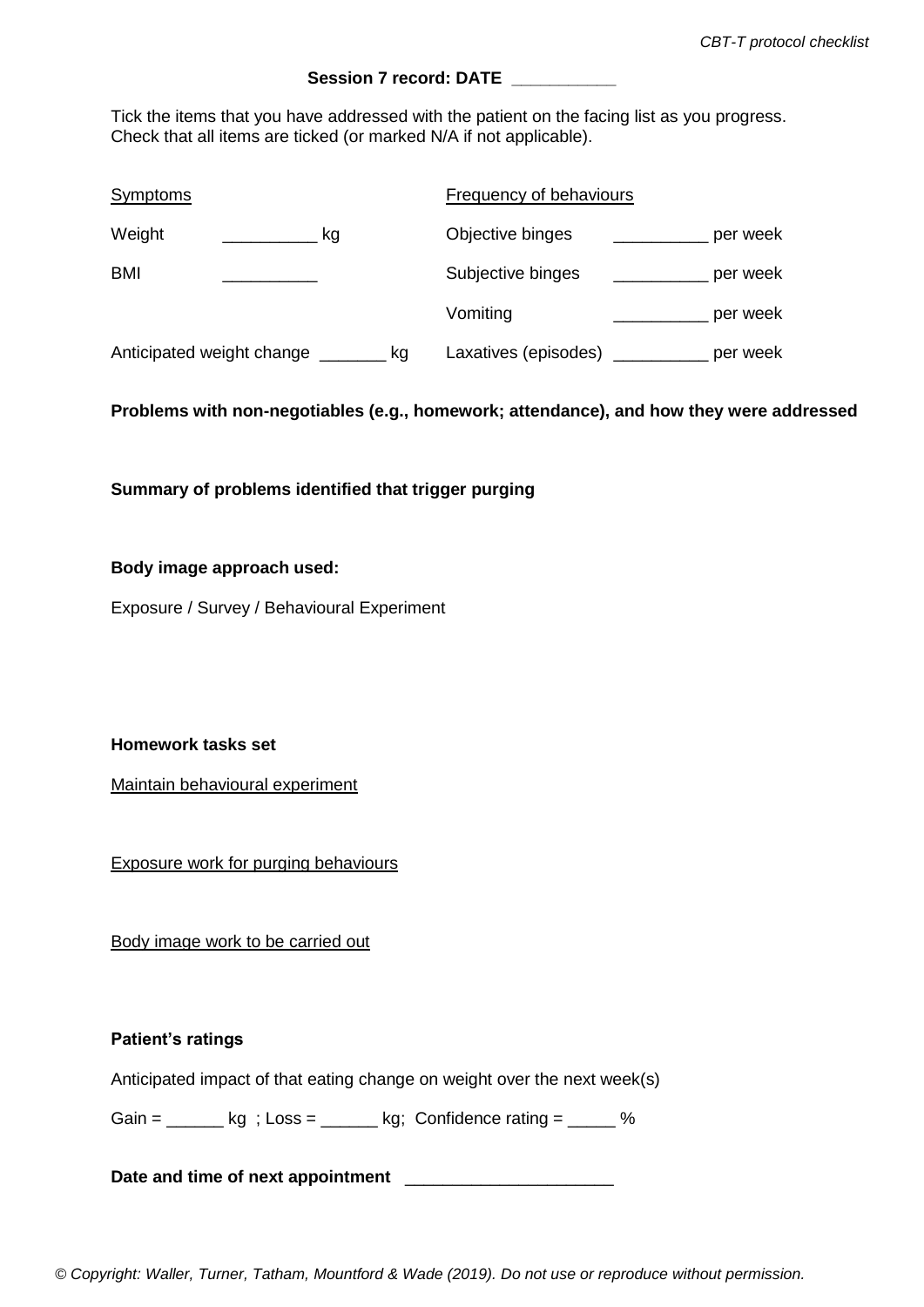**Session 7 record: DATE \_\_\_\_\_\_\_\_\_\_\_**

Tick the items that you have addressed with the patient on the facing list as you progress. Check that all items are ticked (or marked N/A if not applicable).

| Symptoms | | Frequency of behaviours | |
|---|---|---|---|
| Weight | \_\_\_\_\_\_\_\_\_\_ kg | Objective binges | \_\_\_\_\_\_\_\_\_\_ per week |
| BMI | \_\_\_\_\_\_\_\_\_\_ | Subjective binges | \_\_\_\_\_\_\_\_\_\_ per week |
| | | Vomiting | \_\_\_\_\_\_\_\_\_\_ per week |
| Anticipated weight change | \_\_\_\_\_\_\_ kg | Laxatives (episodes) | \_\_\_\_\_\_\_\_\_\_ per week |

**Problems with non-negotiables (e.g., homework; attendance), and how they were addressed**

**Summary of problems identified that trigger purging**

**Body image approach used:**

Exposure / Survey / Behavioural Experiment

**Homework tasks set**

Maintain behavioural experiment

Exposure work for purging behaviours

Body image work to be carried out

**Patient's ratings**

Anticipated impact of that eating change on weight over the next week(s)

Gain = \_\_\_\_\_\_ kg ; Loss = \_\_\_\_\_\_ kg; Confidence rating = \_\_\_\_\_ %

**Date and time of next appointment** \_\_\_\_\_\_\_\_\_\_\_\_\_\_\_\_\_\_\_\_\_\_

*© Copyright: Waller, Turner, Tatham, Mountford & Wade (2019). Do not use or reproduce without permission.*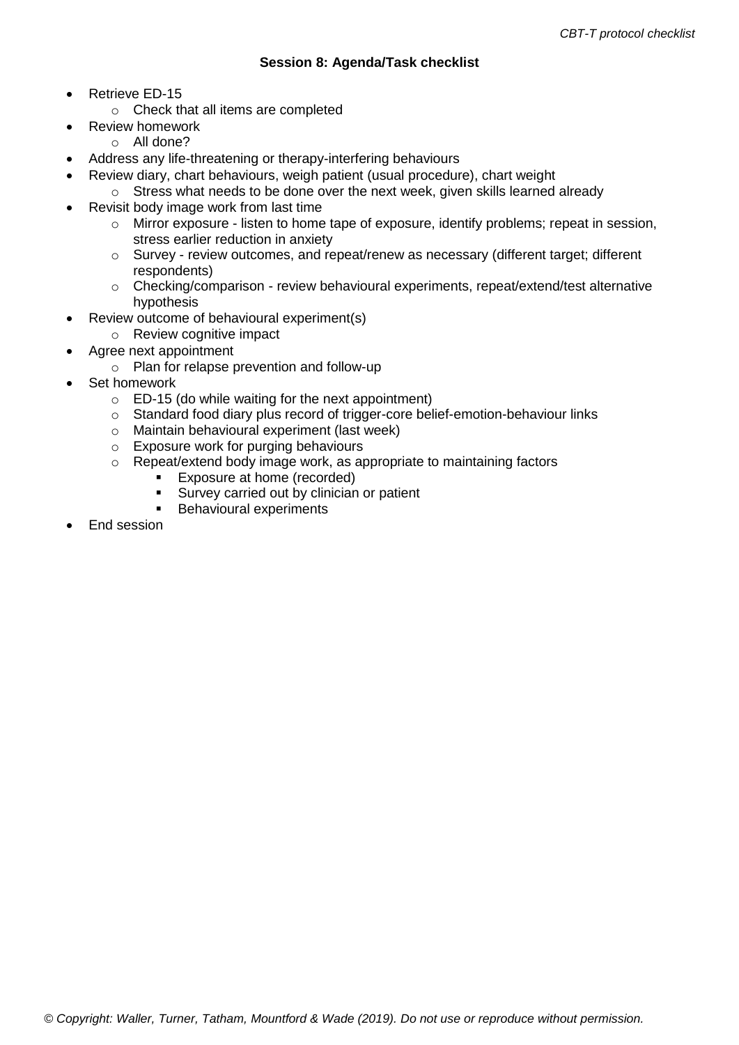**Session 8: Agenda/Task checklist**

- Retrieve ED-15
  - Check that all items are completed
- Review homework
  - All done?
- Address any life-threatening or therapy-interfering behaviours
- Review diary, chart behaviours, weigh patient (usual procedure), chart weight
  - Stress what needs to be done over the next week, given skills learned already
- Revisit body image work from last time
  - Mirror exposure - listen to home tape of exposure, identify problems; repeat in session, stress earlier reduction in anxiety
  - Survey - review outcomes, and repeat/renew as necessary (different target; different respondents)
  - Checking/comparison - review behavioural experiments, repeat/extend/test alternative hypothesis
- Review outcome of behavioural experiment(s)
  - Review cognitive impact
- Agree next appointment
  - Plan for relapse prevention and follow-up
- Set homework
  - ED-15 (do while waiting for the next appointment)
  - Standard food diary plus record of trigger-core belief-emotion-behaviour links
  - Maintain behavioural experiment (last week)
  - Exposure work for purging behaviours
  - Repeat/extend body image work, as appropriate to maintaining factors
    - Exposure at home (recorded)
    - Survey carried out by clinician or patient
    - Behavioural experiments
- End session

*© Copyright: Waller, Turner, Tatham, Mountford & Wade (2019). Do not use or reproduce without permission.*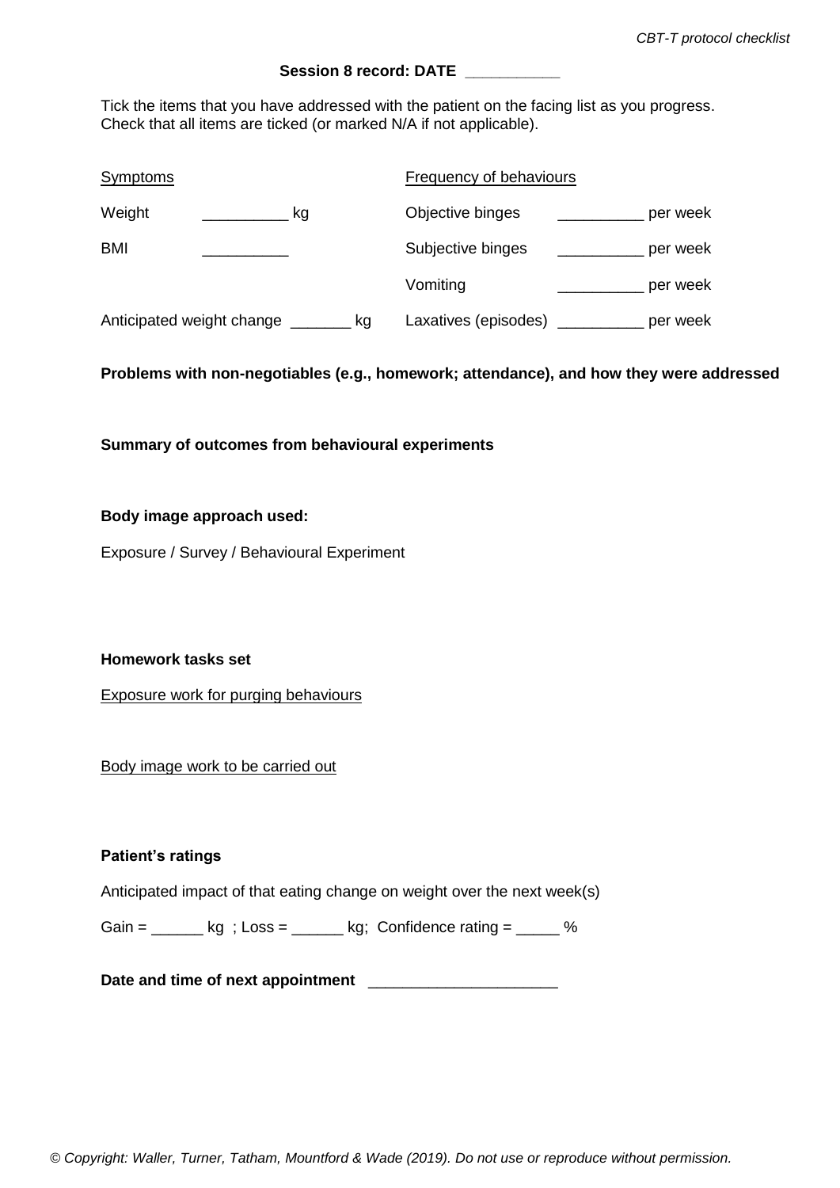**Session 8 record: DATE \_\_\_\_\_\_\_\_\_\_\_**

Tick the items that you have addressed with the patient on the facing list as you progress. Check that all items are ticked (or marked N/A if not applicable).

| Symptoms | | Frequency of behaviours | |
|---|---|---|---|
| Weight | \_\_\_\_\_\_\_\_\_\_ kg | Objective binges | \_\_\_\_\_\_\_\_\_\_ per week |
| BMI | \_\_\_\_\_\_\_\_\_\_ | Subjective binges | \_\_\_\_\_\_\_\_\_\_ per week |
| | | Vomiting | \_\_\_\_\_\_\_\_\_\_ per week |
| Anticipated weight change | \_\_\_\_\_\_\_ kg | Laxatives (episodes) | \_\_\_\_\_\_\_\_\_\_ per week |

**Problems with non-negotiables (e.g., homework; attendance), and how they were addressed**

**Summary of outcomes from behavioural experiments**

**Body image approach used:**

Exposure / Survey / Behavioural Experiment

**Homework tasks set**

Exposure work for purging behaviours

Body image work to be carried out

**Patient's ratings**

Anticipated impact of that eating change on weight over the next week(s)

Gain = \_\_\_\_\_\_ kg ; Loss = \_\_\_\_\_\_ kg; Confidence rating = \_\_\_\_\_ %

**Date and time of next appointment** \_\_\_\_\_\_\_\_\_\_\_\_\_\_\_\_\_\_\_\_\_\_

*© Copyright: Waller, Turner, Tatham, Mountford & Wade (2019). Do not use or reproduce without permission.*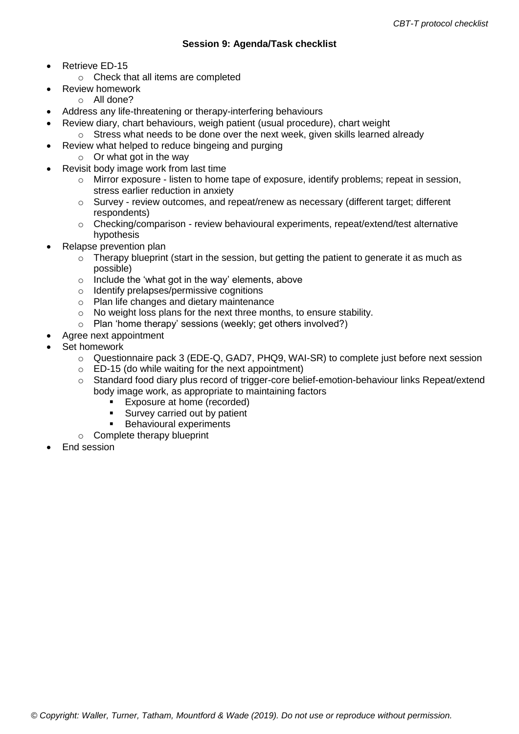**Session 9: Agenda/Task checklist**

- Retrieve ED-15
  - Check that all items are completed
- Review homework
  - All done?
- Address any life-threatening or therapy-interfering behaviours
- Review diary, chart behaviours, weigh patient (usual procedure), chart weight
  - Stress what needs to be done over the next week, given skills learned already
- Review what helped to reduce bingeing and purging
  - Or what got in the way
- Revisit body image work from last time
  - Mirror exposure - listen to home tape of exposure, identify problems; repeat in session, stress earlier reduction in anxiety
  - Survey - review outcomes, and repeat/renew as necessary (different target; different respondents)
  - Checking/comparison - review behavioural experiments, repeat/extend/test alternative hypothesis
- Relapse prevention plan
  - Therapy blueprint (start in the session, but getting the patient to generate it as much as possible)
  - Include the 'what got in the way' elements, above
  - Identify prelapses/permissive cognitions
  - Plan life changes and dietary maintenance
  - No weight loss plans for the next three months, to ensure stability.
  - Plan 'home therapy' sessions (weekly; get others involved?)
- Agree next appointment
- Set homework
  - Questionnaire pack 3 (EDE-Q, GAD7, PHQ9, WAI-SR) to complete just before next session
  - ED-15 (do while waiting for the next appointment)
  - Standard food diary plus record of trigger-core belief-emotion-behaviour links Repeat/extend body image work, as appropriate to maintaining factors
    - Exposure at home (recorded)
    - Survey carried out by patient
    - Behavioural experiments
  - Complete therapy blueprint
- End session

*© Copyright: Waller, Turner, Tatham, Mountford & Wade (2019). Do not use or reproduce without permission.*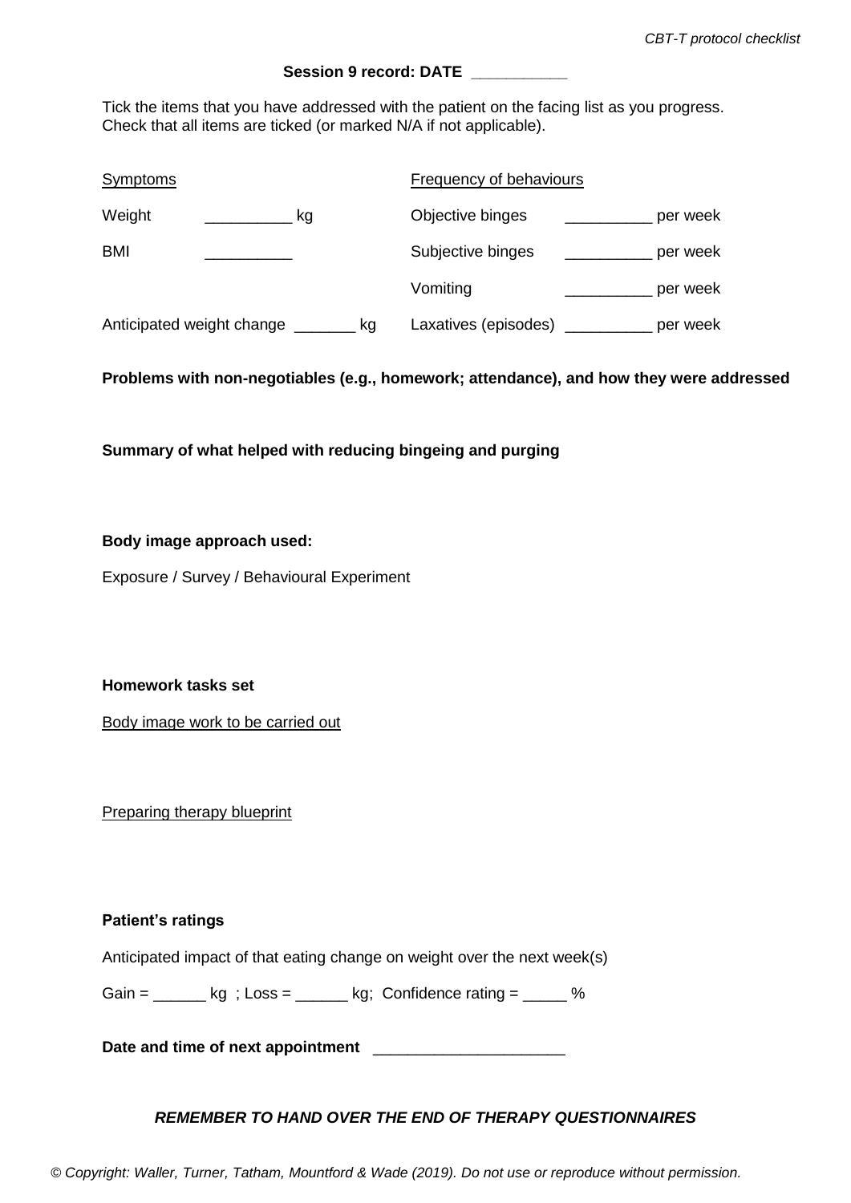**Session 9 record: DATE \_\_\_\_\_\_\_\_\_\_\_**

Tick the items that you have addressed with the patient on the facing list as you progress. Check that all items are ticked (or marked N/A if not applicable).

| Symptoms | | Frequency of behaviours | |
|---|---|---|---|
| Weight | __________ kg | Objective binges | __________ per week |
| BMI | __________ | Subjective binges | __________ per week |
| | | Vomiting | __________ per week |
| Anticipated weight change | _______ kg | Laxatives (episodes) | __________ per week |

**Problems with non-negotiables (e.g., homework; attendance), and how they were addressed**

**Summary of what helped with reducing bingeing and purging**

**Body image approach used:**

Exposure / Survey / Behavioural Experiment

**Homework tasks set**

Body image work to be carried out

Preparing therapy blueprint

**Patient's ratings**

Anticipated impact of that eating change on weight over the next week(s)

Gain = ______ kg ; Loss = ______ kg; Confidence rating = _____ %

**Date and time of next appointment** ______________________

***REMEMBER TO HAND OVER THE END OF THERAPY QUESTIONNAIRES***

*© Copyright: Waller, Turner, Tatham, Mountford & Wade (2019). Do not use or reproduce without permission.*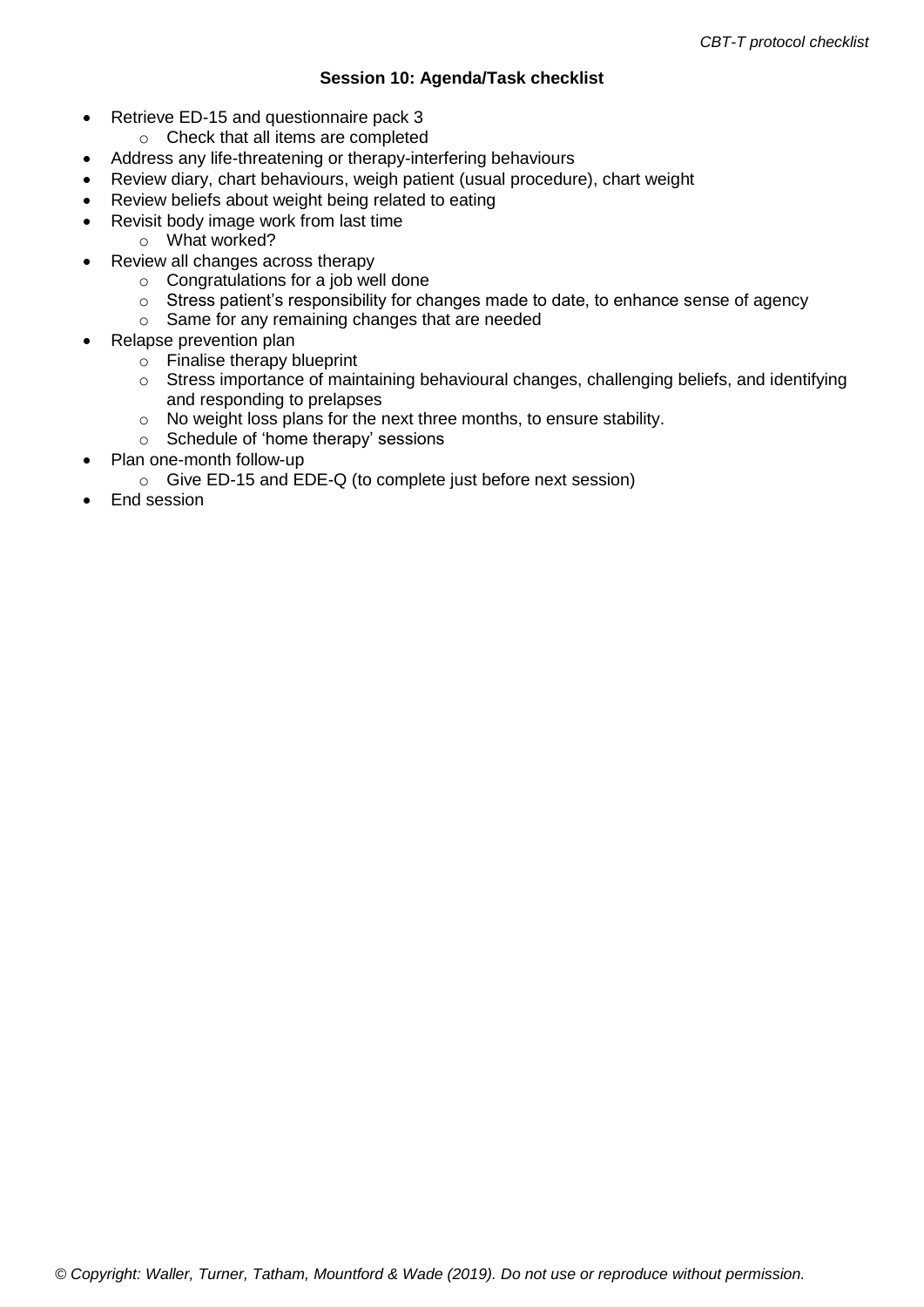**Session 10: Agenda/Task checklist**

- Retrieve ED-15 and questionnaire pack 3
  - Check that all items are completed
- Address any life-threatening or therapy-interfering behaviours
- Review diary, chart behaviours, weigh patient (usual procedure), chart weight
- Review beliefs about weight being related to eating
- Revisit body image work from last time
  - What worked?
- Review all changes across therapy
  - Congratulations for a job well done
  - Stress patient's responsibility for changes made to date, to enhance sense of agency
  - Same for any remaining changes that are needed
- Relapse prevention plan
  - Finalise therapy blueprint
  - Stress importance of maintaining behavioural changes, challenging beliefs, and identifying and responding to prelapses
  - No weight loss plans for the next three months, to ensure stability.
  - Schedule of 'home therapy' sessions
- Plan one-month follow-up
  - Give ED-15 and EDE-Q (to complete just before next session)
- End session

*© Copyright: Waller, Turner, Tatham, Mountford & Wade (2019). Do not use or reproduce without permission.*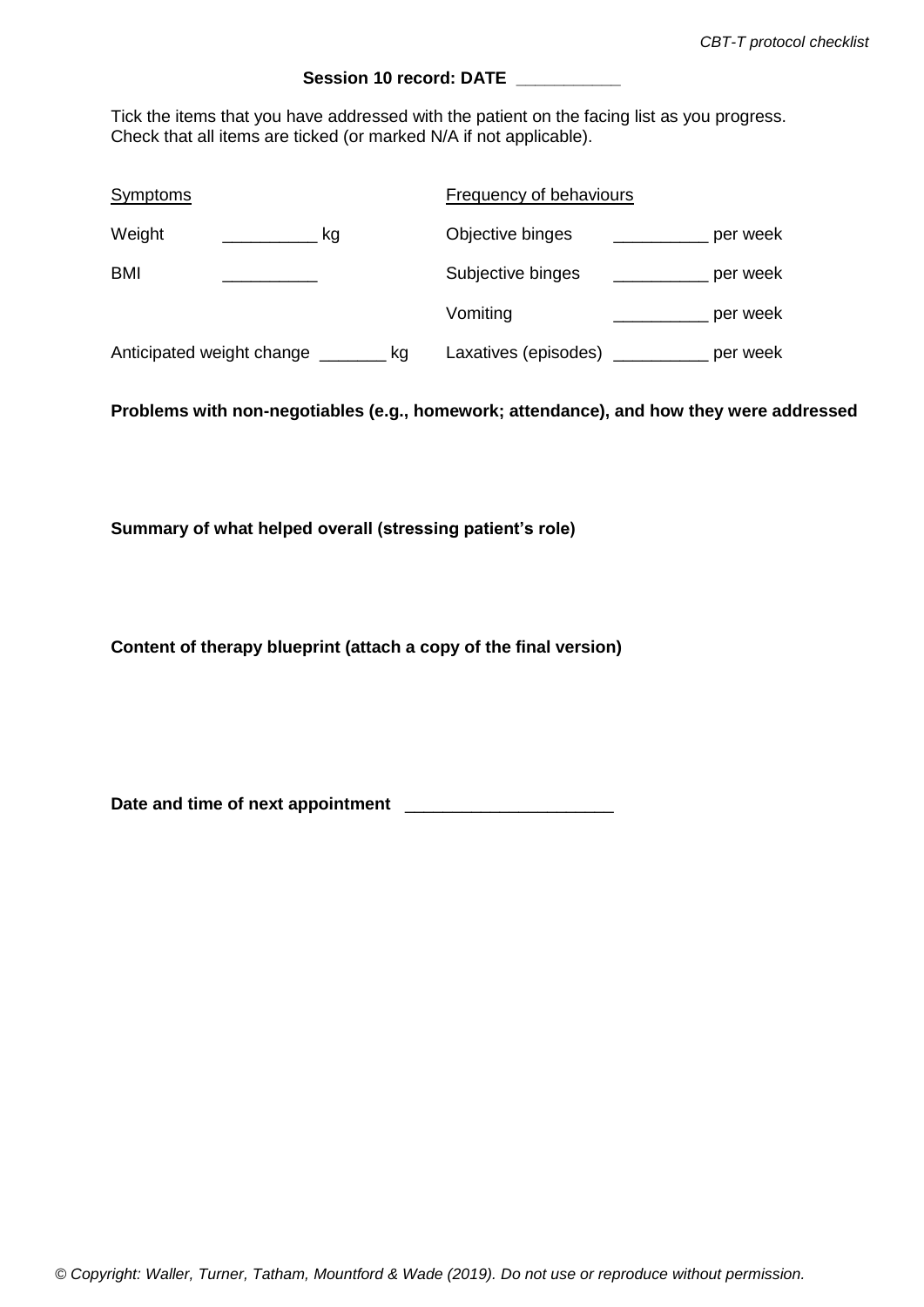**Session 10 record: DATE __________**

Tick the items that you have addressed with the patient on the facing list as you progress. Check that all items are ticked (or marked N/A if not applicable).

| Symptoms | | Frequency of behaviours | |
|---|---|---|---|
| Weight | __________ kg | Objective binges | __________ per week |
| BMI | __________ | Subjective binges | __________ per week |
| | | Vomiting | __________ per week |
| Anticipated weight change _______ kg | | Laxatives (episodes) | __________ per week |

**Problems with non-negotiables (e.g., homework; attendance), and how they were addressed**

**Summary of what helped overall (stressing patient's role)**

**Content of therapy blueprint (attach a copy of the final version)**

**Date and time of next appointment** _____________________

*© Copyright: Waller, Turner, Tatham, Mountford & Wade (2019). Do not use or reproduce without permission.*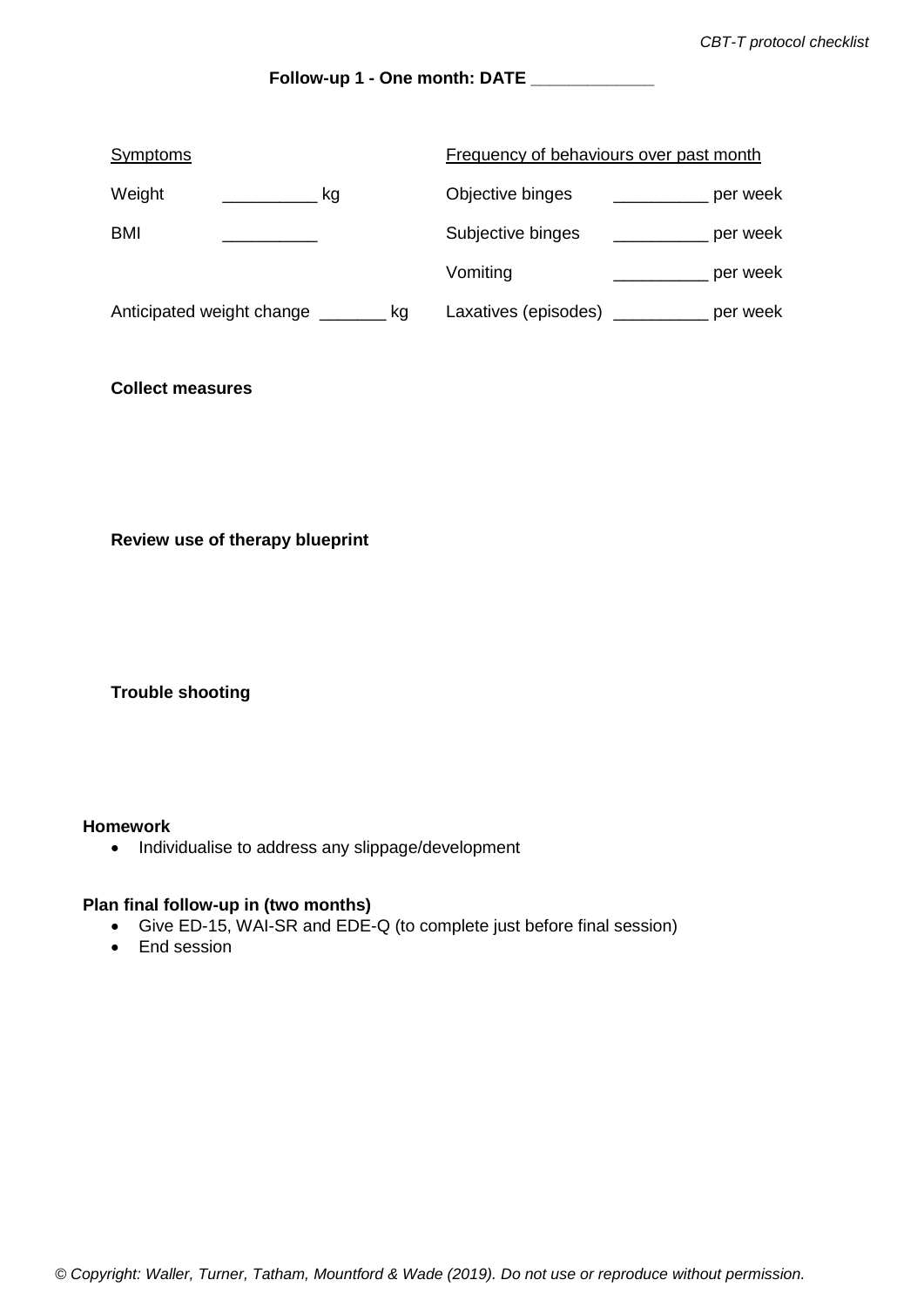**Follow-up 1 - One month: DATE _____________**

| Symptoms | | Frequency of behaviours over past month | |
|---|---|---|---|
| Weight | __________ kg | Objective binges | __________ per week |
| BMI | __________ | Subjective binges | __________ per week |
| | | Vomiting | __________ per week |
| Anticipated weight change _______ kg | | Laxatives (episodes) | __________ per week |

**Collect measures**

**Review use of therapy blueprint**

**Trouble shooting**

**Homework**

- Individualise to address any slippage/development

**Plan final follow-up in (two months)**

- Give ED-15, WAI-SR and EDE-Q (to complete just before final session)
- End session

*© Copyright: Waller, Turner, Tatham, Mountford & Wade (2019). Do not use or reproduce without permission.*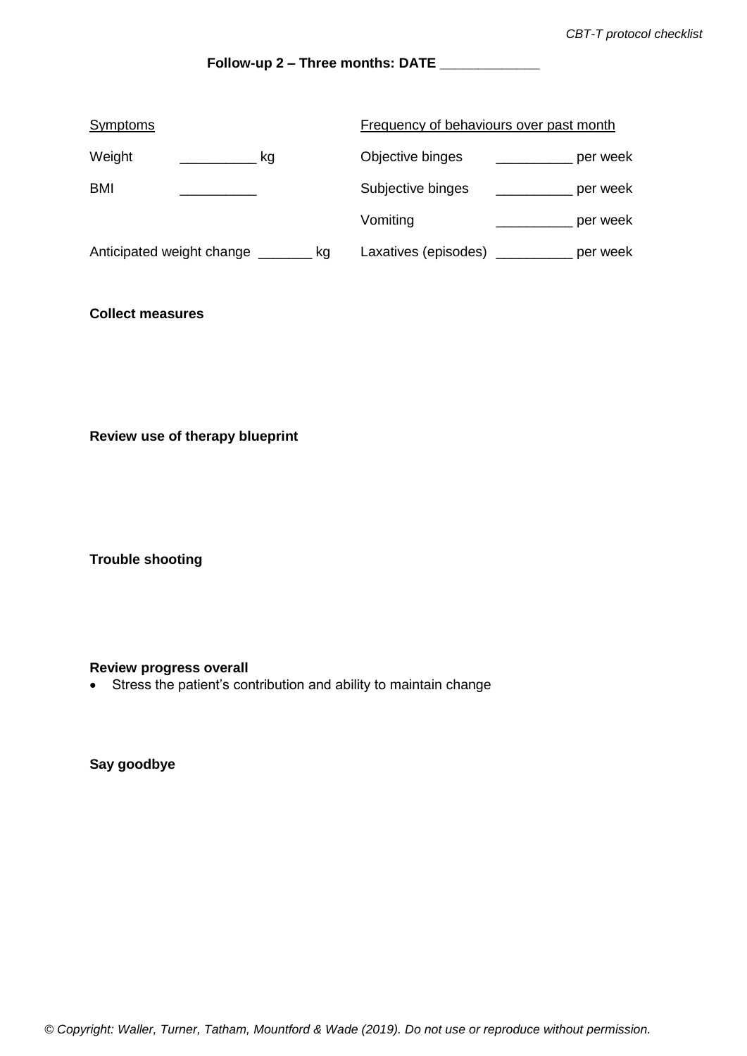**Follow-up 2 – Three months: DATE _____________**

| Symptoms | | Frequency of behaviours over past month | |
|---|---|---|---|
| Weight | __________ kg | Objective binges | __________ per week |
| BMI | __________ | Subjective binges | __________ per week |
| | | Vomiting | __________ per week |
| Anticipated weight change | _______ kg | Laxatives (episodes) | __________ per week |

**Collect measures**

**Review use of therapy blueprint**

**Trouble shooting**

**Review progress overall**

- Stress the patient's contribution and ability to maintain change

**Say goodbye**

*© Copyright: Waller, Turner, Tatham, Mountford & Wade (2019). Do not use or reproduce without permission.*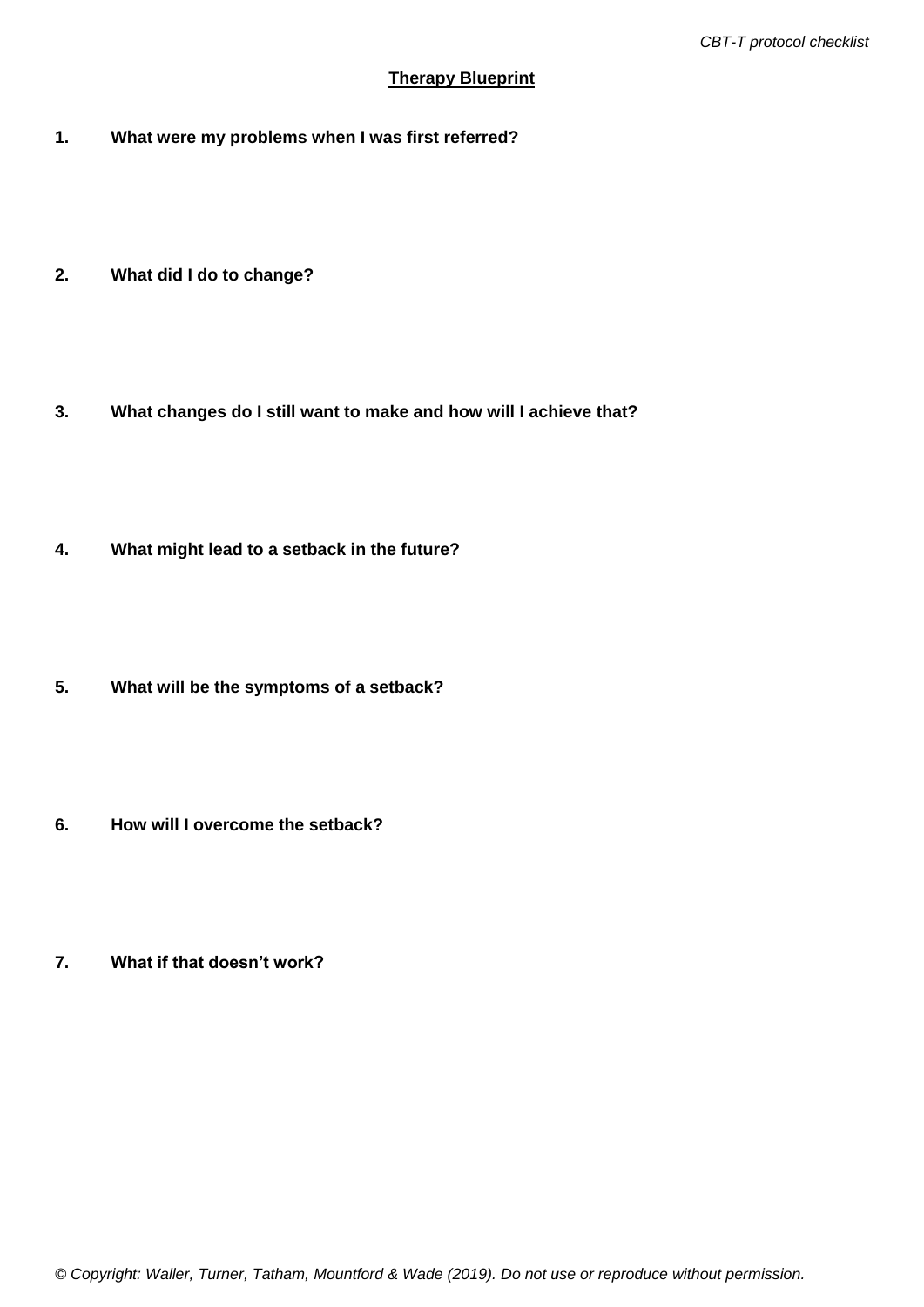## Therapy Blueprint

**1. What were my problems when I was first referred?**

**2. What did I do to change?**

**3. What changes do I still want to make and how will I achieve that?**

**4. What might lead to a setback in the future?**

**5. What will be the symptoms of a setback?**

**6. How will I overcome the setback?**

**7. What if that doesn't work?**

*© Copyright: Waller, Turner, Tatham, Mountford & Wade (2019). Do not use or reproduce without permission.*